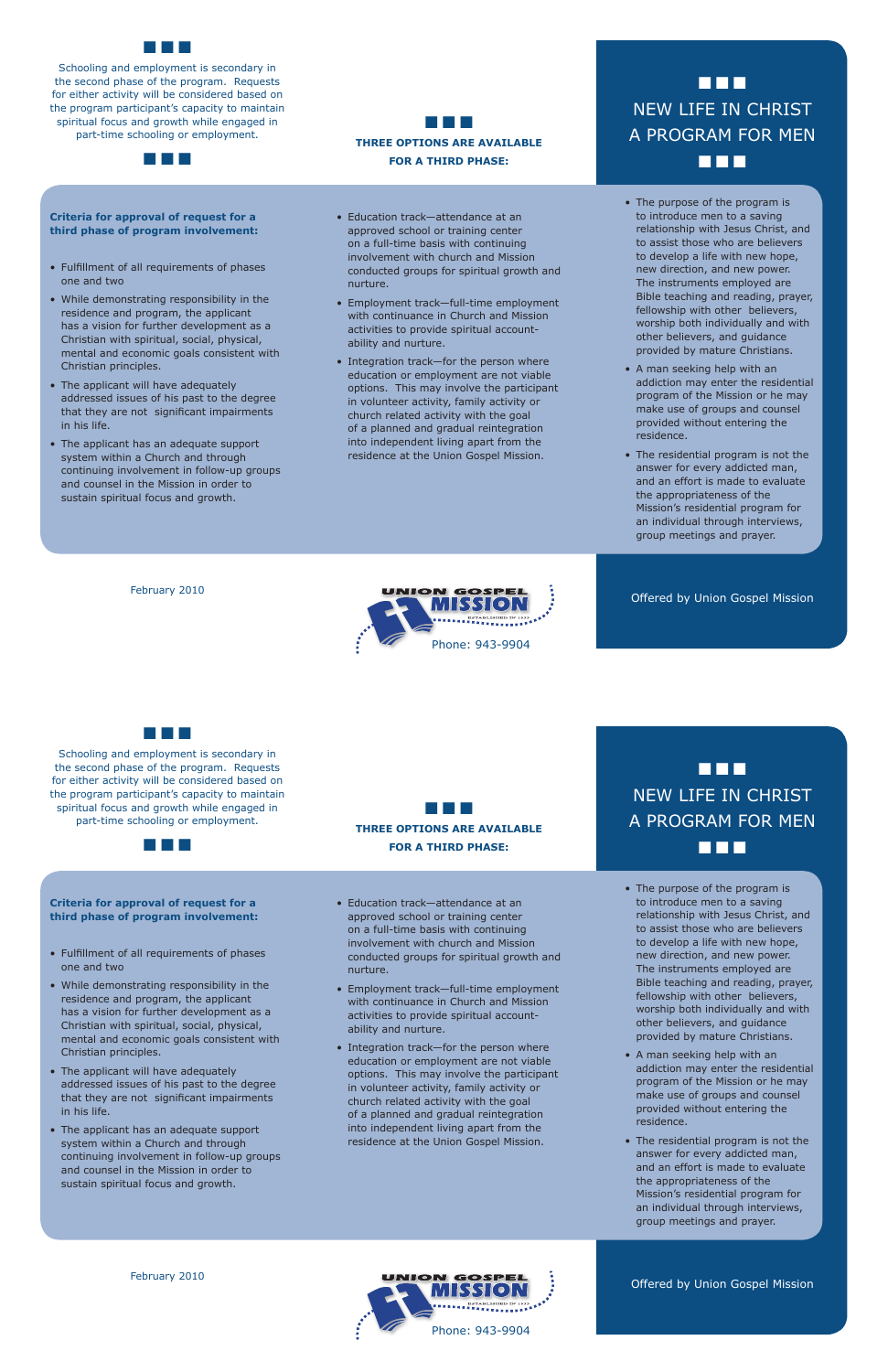# NEW LIFE IN CHRIST
# A PROGRAM FOR MEN

Offered by Union Gospel Mission

- The purpose of the program is to introduce men to a saving relationship with Jesus Christ, and to assist those who are believers to develop a life with new hope, new direction, and new power. The instruments employed are Bible teaching and reading, prayer, fellowship with other believers, worship both individually and with other believers, and guidance provided by mature Christians.
- A man seeking help with an addiction may enter the residential program of the Mission or he may make use of groups and counsel provided without entering the residence.
- The residential program is not the answer for every addicted man, and an effort is made to evaluate the appropriateness of the Mission's residential program for an individual through interviews, group meetings and prayer.

Schooling and employment is secondary in the second phase of the program. Requests for either activity will be considered based on the program participant's capacity to maintain spiritual focus and growth while engaged in part-time schooling or employment.

**Criteria for approval of request for a third phase of program involvement:**

- Fulfillment of all requirements of phases one and two
- While demonstrating responsibility in the residence and program, the applicant has a vision for further development as a Christian with spiritual, social, physical, mental and economic goals consistent with Christian principles.
- The applicant will have adequately addressed issues of his past to the degree that they are not significant impairments in his life.
- The applicant has an adequate support system within a Church and through continuing involvement in follow-up groups and counsel in the Mission in order to sustain spiritual focus and growth.

**THREE OPTIONS ARE AVAILABLE FOR A THIRD PHASE:**

- Education track—attendance at an approved school or training center on a full-time basis with continuing involvement with church and Mission conducted groups for spiritual growth and nurture.
- Employment track—full-time employment with continuance in Church and Mission activities to provide spiritual account-ability and nurture.
- Integration track—for the person where education or employment are not viable options. This may involve the participant in volunteer activity, family activity or church related activity with the goal of a planned and gradual reintegration into independent living apart from the residence at the Union Gospel Mission.

February 2010

UNION GOSPEL MISSION
ESTABLISHED IN 1933

Phone: 943-9904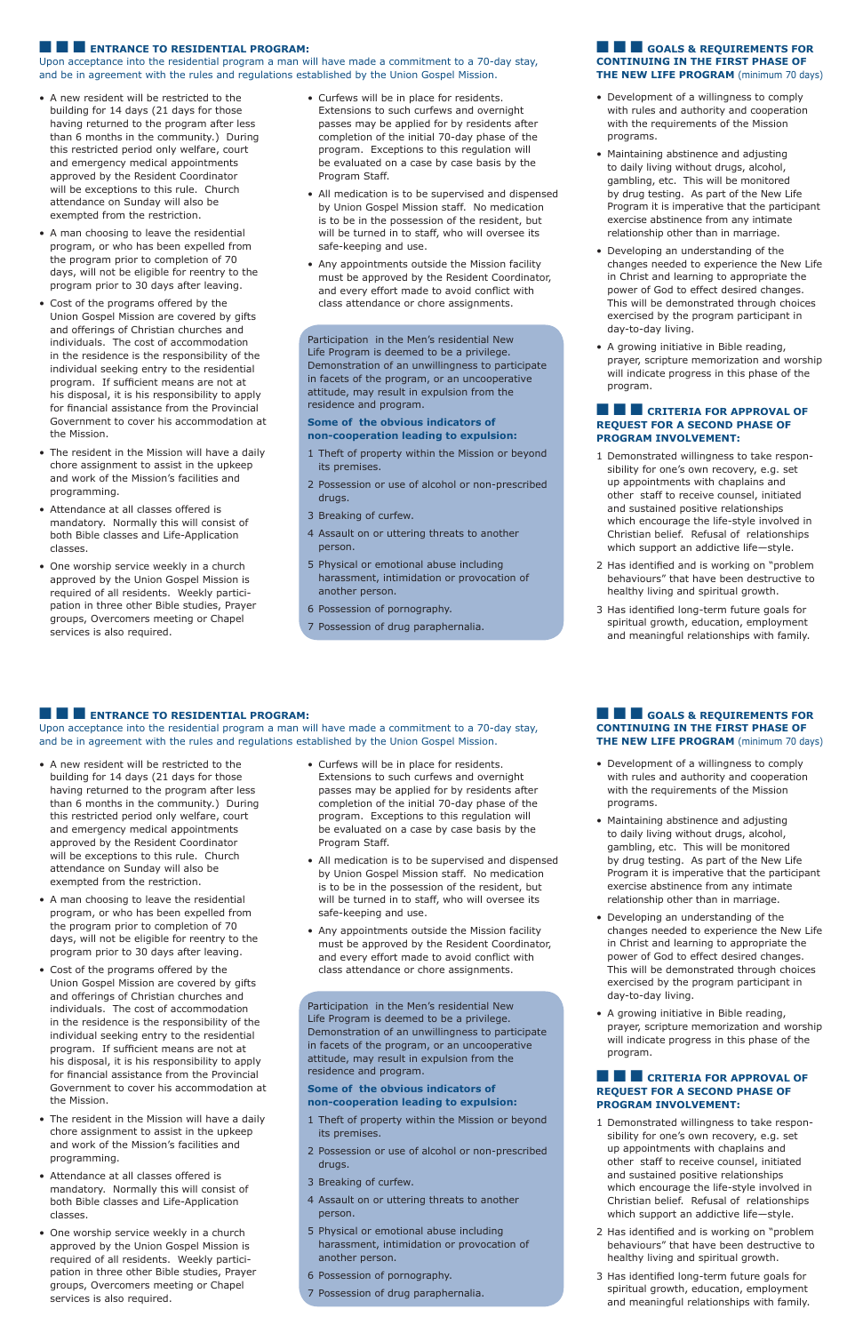## ENTRANCE TO RESIDENTIAL PROGRAM:

Upon acceptance into the residential program a man will have made a commitment to a 70-day stay, and be in agreement with the rules and regulations established by the Union Gospel Mission.

- A new resident will be restricted to the building for 14 days (21 days for those having returned to the program after less than 6 months in the community.) During this restricted period only welfare, court and emergency medical appointments approved by the Resident Coordinator will be exceptions to this rule. Church attendance on Sunday will also be exempted from the restriction.
- A man choosing to leave the residential program, or who has been expelled from the program prior to completion of 70 days, will not be eligible for reentry to the program prior to 30 days after leaving.
- Cost of the programs offered by the Union Gospel Mission are covered by gifts and offerings of Christian churches and individuals. The cost of accommodation in the residence is the responsibility of the individual seeking entry to the residential program. If sufficient means are not at his disposal, it is his responsibility to apply for financial assistance from the Provincial Government to cover his accommodation at the Mission.
- The resident in the Mission will have a daily chore assignment to assist in the upkeep and work of the Mission's facilities and programming.
- Attendance at all classes offered is mandatory. Normally this will consist of both Bible classes and Life-Application classes.
- One worship service weekly in a church approved by the Union Gospel Mission is required of all residents. Weekly participation in three other Bible studies, Prayer groups, Overcomers meeting or Chapel services is also required.
- Curfews will be in place for residents. Extensions to such curfews and overnight passes may be applied for by residents after completion of the initial 70-day phase of the program. Exceptions to this regulation will be evaluated on a case by case basis by the Program Staff.
- All medication is to be supervised and dispensed by Union Gospel Mission staff. No medication is to be in the possession of the resident, but will be turned in to staff, who will oversee its safe-keeping and use.
- Any appointments outside the Mission facility must be approved by the Resident Coordinator, and every effort made to avoid conflict with class attendance or chore assignments.

Participation in the Men's residential New Life Program is deemed to be a privilege. Demonstration of an unwillingness to participate in facets of the program, or an uncooperative attitude, may result in expulsion from the residence and program.

**Some of the obvious indicators of non-cooperation leading to expulsion:**

1. Theft of property within the Mission or beyond its premises.
2. Possession or use of alcohol or non-prescribed drugs.
3. Breaking of curfew.
4. Assault on or uttering threats to another person.
5. Physical or emotional abuse including harassment, intimidation or provocation of another person.
6. Possession of pornography.
7. Possession of drug paraphernalia.

## GOALS & REQUIREMENTS FOR CONTINUING IN THE FIRST PHASE OF THE NEW LIFE PROGRAM (minimum 70 days)

- Development of a willingness to comply with rules and authority and cooperation with the requirements of the Mission programs.
- Maintaining abstinence and adjusting to daily living without drugs, alcohol, gambling, etc. This will be monitored by drug testing. As part of the New Life Program it is imperative that the participant exercise abstinence from any intimate relationship other than in marriage.
- Developing an understanding of the changes needed to experience the New Life in Christ and learning to appropriate the power of God to effect desired changes. This will be demonstrated through choices exercised by the program participant in day-to-day living.
- A growing initiative in Bible reading, prayer, scripture memorization and worship will indicate progress in this phase of the program.

## CRITERIA FOR APPROVAL OF REQUEST FOR A SECOND PHASE OF PROGRAM INVOLVEMENT:

1. Demonstrated willingness to take responsibility for one's own recovery, e.g. set up appointments with chaplains and other staff to receive counsel, initiated and sustained positive relationships which encourage the life-style involved in Christian belief. Refusal of relationships which support an addictive life–style.
2. Has identified and is working on "problem behaviours" that have been destructive to healthy living and spiritual growth.
3. Has identified long-term future goals for spiritual growth, education, employment and meaningful relationships with family.

## ENTRANCE TO RESIDENTIAL PROGRAM:

Upon acceptance into the residential program a man will have made a commitment to a 70-day stay, and be in agreement with the rules and regulations established by the Union Gospel Mission.

- A new resident will be restricted to the building for 14 days (21 days for those having returned to the program after less than 6 months in the community.) During this restricted period only welfare, court and emergency medical appointments approved by the Resident Coordinator will be exceptions to this rule. Church attendance on Sunday will also be exempted from the restriction.
- A man choosing to leave the residential program, or who has been expelled from the program prior to completion of 70 days, will not be eligible for reentry to the program prior to 30 days after leaving.
- Cost of the programs offered by the Union Gospel Mission are covered by gifts and offerings of Christian churches and individuals. The cost of accommodation in the residence is the responsibility of the individual seeking entry to the residential program. If sufficient means are not at his disposal, it is his responsibility to apply for financial assistance from the Provincial Government to cover his accommodation at the Mission.
- The resident in the Mission will have a daily chore assignment to assist in the upkeep and work of the Mission's facilities and programming.
- Attendance at all classes offered is mandatory. Normally this will consist of both Bible classes and Life-Application classes.
- One worship service weekly in a church approved by the Union Gospel Mission is required of all residents. Weekly participation in three other Bible studies, Prayer groups, Overcomers meeting or Chapel services is also required.
- Curfews will be in place for residents. Extensions to such curfews and overnight passes may be applied for by residents after completion of the initial 70-day phase of the program. Exceptions to this regulation will be evaluated on a case by case basis by the Program Staff.
- All medication is to be supervised and dispensed by Union Gospel Mission staff. No medication is to be in the possession of the resident, but will be turned in to staff, who will oversee its safe-keeping and use.
- Any appointments outside the Mission facility must be approved by the Resident Coordinator, and every effort made to avoid conflict with class attendance or chore assignments.

Participation in the Men's residential New Life Program is deemed to be a privilege. Demonstration of an unwillingness to participate in facets of the program, or an uncooperative attitude, may result in expulsion from the residence and program.

**Some of the obvious indicators of non-cooperation leading to expulsion:**

1. Theft of property within the Mission or beyond its premises.
2. Possession or use of alcohol or non-prescribed drugs.
3. Breaking of curfew.
4. Assault on or uttering threats to another person.
5. Physical or emotional abuse including harassment, intimidation or provocation of another person.
6. Possession of pornography.
7. Possession of drug paraphernalia.

## GOALS & REQUIREMENTS FOR CONTINUING IN THE FIRST PHASE OF THE NEW LIFE PROGRAM (minimum 70 days)

- Development of a willingness to comply with rules and authority and cooperation with the requirements of the Mission programs.
- Maintaining abstinence and adjusting to daily living without drugs, alcohol, gambling, etc. This will be monitored by drug testing. As part of the New Life Program it is imperative that the participant exercise abstinence from any intimate relationship other than in marriage.
- Developing an understanding of the changes needed to experience the New Life in Christ and learning to appropriate the power of God to effect desired changes. This will be demonstrated through choices exercised by the program participant in day-to-day living.
- A growing initiative in Bible reading, prayer, scripture memorization and worship will indicate progress in this phase of the program.

## CRITERIA FOR APPROVAL OF REQUEST FOR A SECOND PHASE OF PROGRAM INVOLVEMENT:

1. Demonstrated willingness to take responsibility for one's own recovery, e.g. set up appointments with chaplains and other staff to receive counsel, initiated and sustained positive relationships which encourage the life-style involved in Christian belief. Refusal of relationships which support an addictive life–style.
2. Has identified and is working on "problem behaviours" that have been destructive to healthy living and spiritual growth.
3. Has identified long-term future goals for spiritual growth, education, employment and meaningful relationships with family.